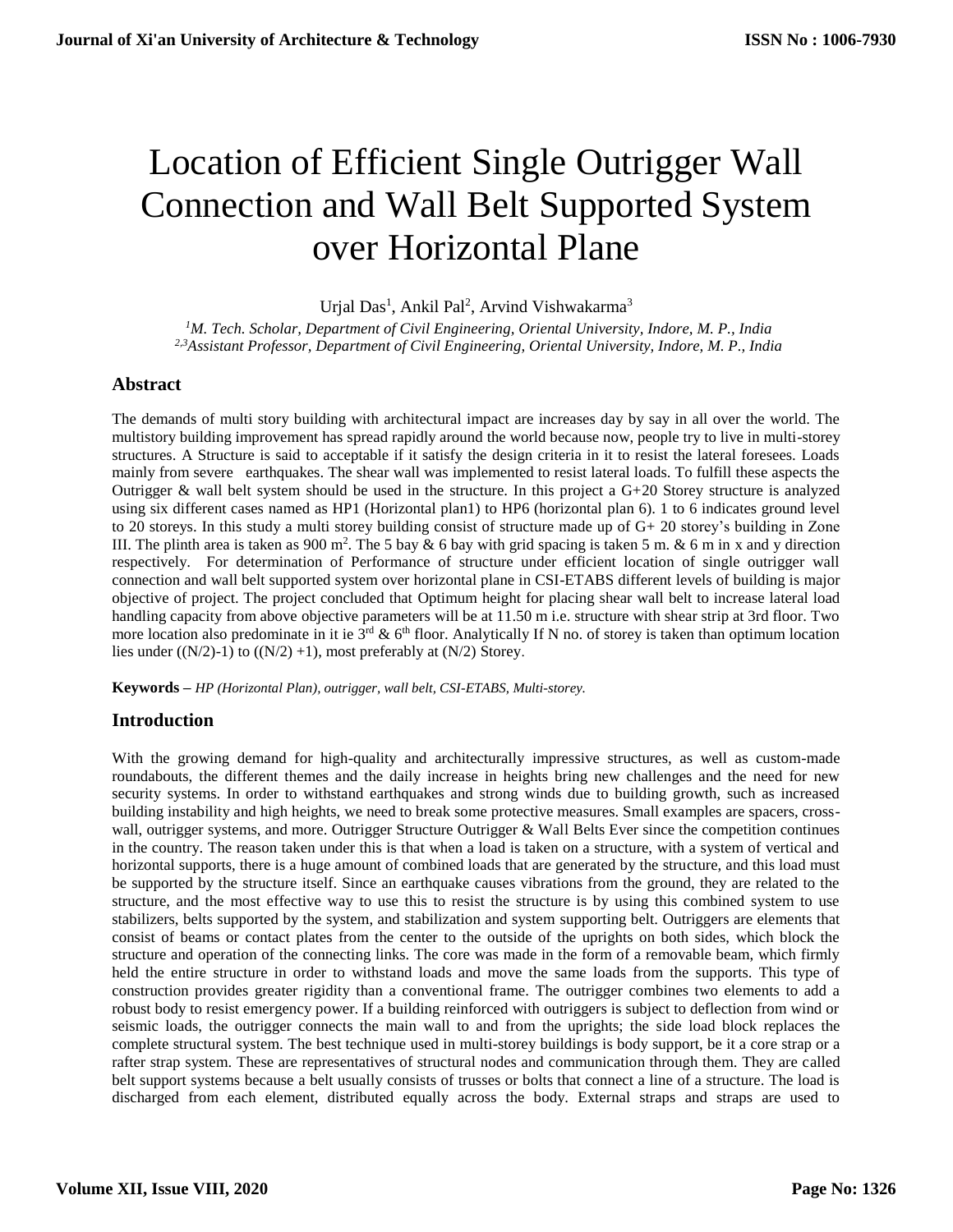# Location of Efficient Single Outrigger Wall Connection and Wall Belt Supported System over Horizontal Plane

Urjal Das[1], Ankil Pal[2], Arvind Vishwakarma[3]

[1]*M. Tech. Scholar, Department of Civil Engineering, Oriental University, Indore, M. P., India*
[2,3]*Assistant Professor, Department of Civil Engineering, Oriental University, Indore, M. P., India*

## Abstract

The demands of multi story building with architectural impact are increases day by say in all over the world. The multistory building improvement has spread rapidly around the world because now, people try to live in multi-storey structures. A Structure is said to acceptable if it satisfy the design criteria in it to resist the lateral foresees. Loads mainly from severe earthquakes. The shear wall was implemented to resist lateral loads. To fulfill these aspects the Outrigger & wall belt system should be used in the structure. In this project a G+20 Storey structure is analyzed using six different cases named as HP1 (Horizontal plan1) to HP6 (horizontal plan 6). 1 to 6 indicates ground level to 20 storeys. In this study a multi storey building consist of structure made up of G+ 20 storey's building in Zone III. The plinth area is taken as 900 $m^2$. The 5 bay & 6 bay with grid spacing is taken 5 m. & 6 m in x and y direction respectively. For determination of Performance of structure under efficient location of single outrigger wall connection and wall belt supported system over horizontal plane in CSI-ETABS different levels of building is major objective of project. The project concluded that Optimum height for placing shear wall belt to increase lateral load handling capacity from above objective parameters will be at 11.50 m i.e. structure with shear strip at 3rd floor. Two more location also predominate in it ie $3^{rd}$ & $6^{th}$ floor. Analytically If N no. of storey is taken than optimum location lies under ((N/2)-1) to ((N/2) +1), most preferably at (N/2) Storey.

**Keywords –** *HP (Horizontal Plan), outrigger, wall belt, CSI-ETABS, Multi-storey.*

## Introduction

With the growing demand for high-quality and architecturally impressive structures, as well as custom-made roundabouts, the different themes and the daily increase in heights bring new challenges and the need for new security systems. In order to withstand earthquakes and strong winds due to building growth, such as increased building instability and high heights, we need to break some protective measures. Small examples are spacers, cross-wall, outrigger systems, and more. Outrigger Structure Outrigger & Wall Belts Ever since the competition continues in the country. The reason taken under this is that when a load is taken on a structure, with a system of vertical and horizontal supports, there is a huge amount of combined loads that are generated by the structure, and this load must be supported by the structure itself. Since an earthquake causes vibrations from the ground, they are related to the structure, and the most effective way to use this to resist the structure is by using this combined system to use stabilizers, belts supported by the system, and stabilization and system supporting belt. Outriggers are elements that consist of beams or contact plates from the center to the outside of the uprights on both sides, which block the structure and operation of the connecting links. The core was made in the form of a removable beam, which firmly held the entire structure in order to withstand loads and move the same loads from the supports. This type of construction provides greater rigidity than a conventional frame. The outrigger combines two elements to add a robust body to resist emergency power. If a building reinforced with outriggers is subject to deflection from wind or seismic loads, the outrigger connects the main wall to and from the uprights; the side load block replaces the complete structural system. The best technique used in multi-storey buildings is body support, be it a core strap or a rafter strap system. These are representatives of structural nodes and communication through them. They are called belt support systems because a belt usually consists of trusses or bolts that connect a line of a structure. The load is discharged from each element, distributed equally across the body. External straps and straps are used to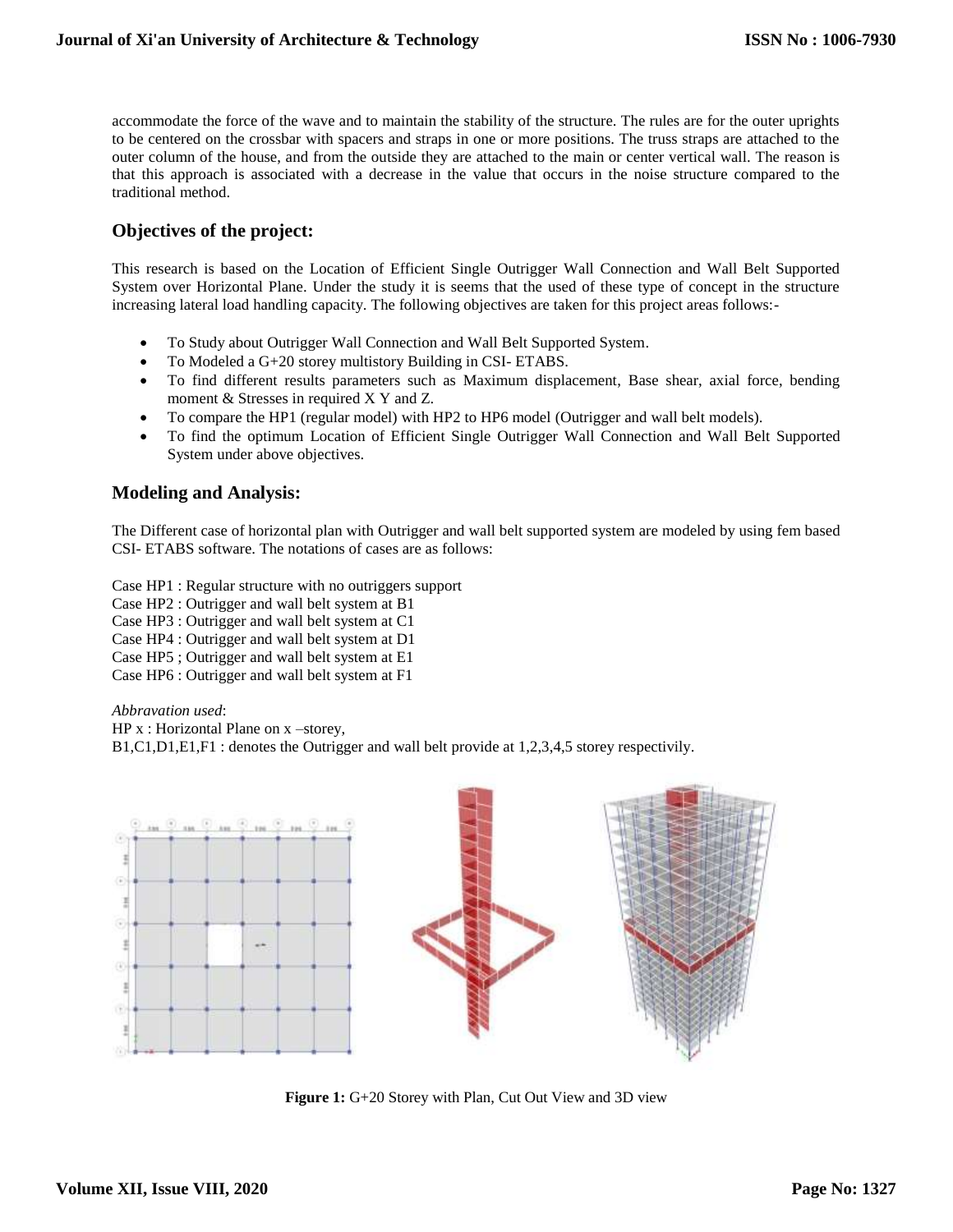accommodate the force of the wave and to maintain the stability of the structure. The rules are for the outer uprights to be centered on the crossbar with spacers and straps in one or more positions. The truss straps are attached to the outer column of the house, and from the outside they are attached to the main or center vertical wall. The reason is that this approach is associated with a decrease in the value that occurs in the noise structure compared to the traditional method.

## Objectives of the project:

This research is based on the Location of Efficient Single Outrigger Wall Connection and Wall Belt Supported System over Horizontal Plane. Under the study it is seems that the used of these type of concept in the structure increasing lateral load handling capacity. The following objectives are taken for this project areas follows:-

- To Study about Outrigger Wall Connection and Wall Belt Supported System.
- To Modeled a G+20 storey multistory Building in CSI- ETABS.
- To find different results parameters such as Maximum displacement, Base shear, axial force, bending moment & Stresses in required X Y and Z.
- To compare the HP1 (regular model) with HP2 to HP6 model (Outrigger and wall belt models).
- To find the optimum Location of Efficient Single Outrigger Wall Connection and Wall Belt Supported System under above objectives.

## Modeling and Analysis:

The Different case of horizontal plan with Outrigger and wall belt supported system are modeled by using fem based CSI- ETABS software. The notations of cases are as follows:

Case HP1 : Regular structure with no outriggers support
Case HP2 : Outrigger and wall belt system at B1
Case HP3 : Outrigger and wall belt system at C1
Case HP4 : Outrigger and wall belt system at D1
Case HP5 ; Outrigger and wall belt system at E1
Case HP6 : Outrigger and wall belt system at F1

*Abbravation used*:
HP x : Horizontal Plane on x –storey,
B1,C1,D1,E1,F1 : denotes the Outrigger and wall belt provide at 1,2,3,4,5 storey respectivily.

**Figure 1:** G+20 Storey with Plan, Cut Out View and 3D view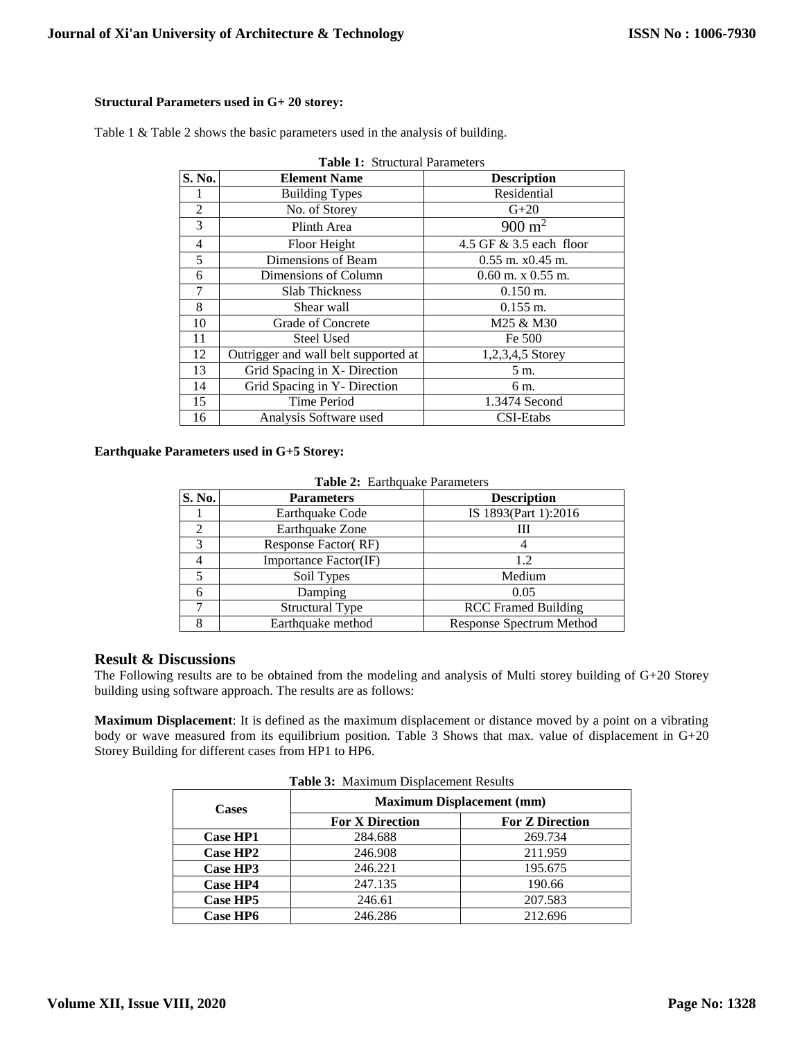**Structural Parameters used in G+ 20 storey:**

Table 1 & Table 2 shows the basic parameters used in the analysis of building.

**Table 1:** Structural Parameters

| S. No. | Element Name | Description |
|---|---|---|
| 1 | Building Types | Residential |
| 2 | No. of Storey | G+20 |
| 3 | Plinth Area | 900 $m^2$ |
| 4 | Floor Height | 4.5 GF & 3.5 each floor |
| 5 | Dimensions of Beam | 0.55 m. x0.45 m. |
| 6 | Dimensions of Column | 0.60 m. x 0.55 m. |
| 7 | Slab Thickness | 0.150 m. |
| 8 | Shear wall | 0.155 m. |
| 10 | Grade of Concrete | M25 & M30 |
| 11 | Steel Used | Fe 500 |
| 12 | Outrigger and wall belt supported at | 1,2,3,4,5 Storey |
| 13 | Grid Spacing in X- Direction | 5 m. |
| 14 | Grid Spacing in Y- Direction | 6 m. |
| 15 | Time Period | 1.3474 Second |
| 16 | Analysis Software used | CSI-Etabs |

**Earthquake Parameters used in G+5 Storey:**

**Table 2:** Earthquake Parameters

| S. No. | Parameters | Description |
|---|---|---|
| 1 | Earthquake Code | IS 1893(Part 1):2016 |
| 2 | Earthquake Zone | III |
| 3 | Response Factor( RF) | 4 |
| 4 | Importance Factor(IF) | 1.2 |
| 5 | Soil Types | Medium |
| 6 | Damping | 0.05 |
| 7 | Structural Type | RCC Framed Building |
| 8 | Earthquake method | Response Spectrum Method |

## Result & Discussions

The Following results are to be obtained from the modeling and analysis of Multi storey building of G+20 Storey building using software approach. The results are as follows:

**Maximum Displacement**: It is defined as the maximum displacement or distance moved by a point on a vibrating body or wave measured from its equilibrium position. Table 3 Shows that max. value of displacement in G+20 Storey Building for different cases from HP1 to HP6.

**Table 3:** Maximum Displacement Results

| Cases | Maximum Displacement (mm) | |
|---|---|---|
| | **For X Direction** | **For Z Direction** |
| **Case HP1** | 284.688 | 269.734 |
| **Case HP2** | 246.908 | 211.959 |
| **Case HP3** | 246.221 | 195.675 |
| **Case HP4** | 247.135 | 190.66 |
| **Case HP5** | 246.61 | 207.583 |
| **Case HP6** | 246.286 | 212.696 |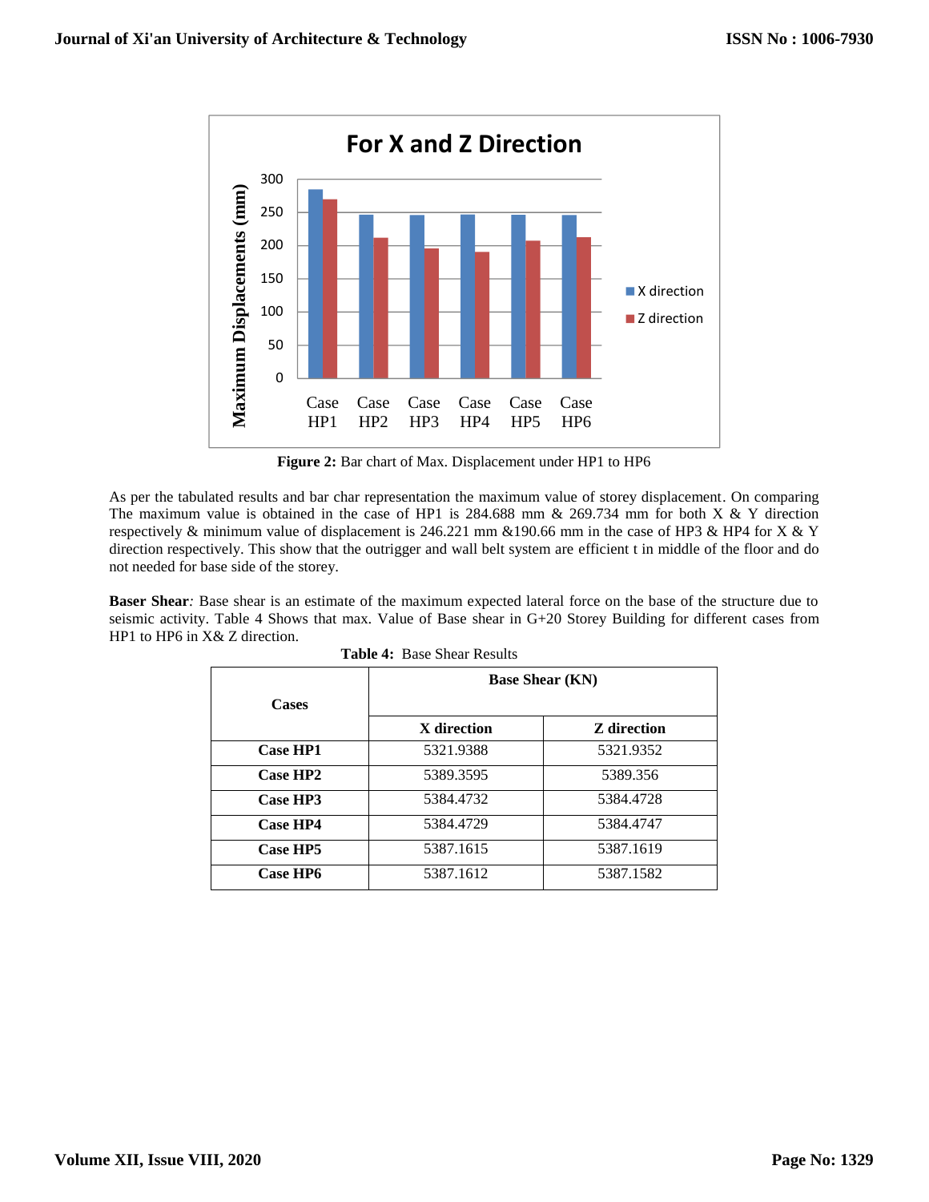For X and Z Direction

Maximum Displacements (mm)

300
250
200
150
100
50
0

Case HP1
Case HP2
Case HP3
Case HP4
Case HP5
Case HP6

X direction
Z direction

**Figure 2:** Bar chart of Max. Displacement under HP1 to HP6

As per the tabulated results and bar char representation the maximum value of storey displacement. On comparing The maximum value is obtained in the case of HP1 is 284.688 mm & 269.734 mm for both X & Y direction respectively & minimum value of displacement is 246.221 mm &190.66 mm in the case of HP3 & HP4 for X & Y direction respectively. This show that the outrigger and wall belt system are efficient t in middle of the floor and do not needed for base side of the storey.

**Baser Shear***:* Base shear is an estimate of the maximum expected lateral force on the base of the structure due to seismic activity. Table 4 Shows that max. Value of Base shear in G+20 Storey Building for different cases from HP1 to HP6 in X& Z direction.

**Table 4:** Base Shear Results

| Cases | Base Shear (KN) | |
|---|---|---|
| | **X direction** | **Z direction** |
| **Case HP1** | 5321.9388 | 5321.9352 |
| **Case HP2** | 5389.3595 | 5389.356 |
| **Case HP3** | 5384.4732 | 5384.4728 |
| **Case HP4** | 5384.4729 | 5384.4747 |
| **Case HP5** | 5387.1615 | 5387.1619 |
| **Case HP6** | 5387.1612 | 5387.1582 |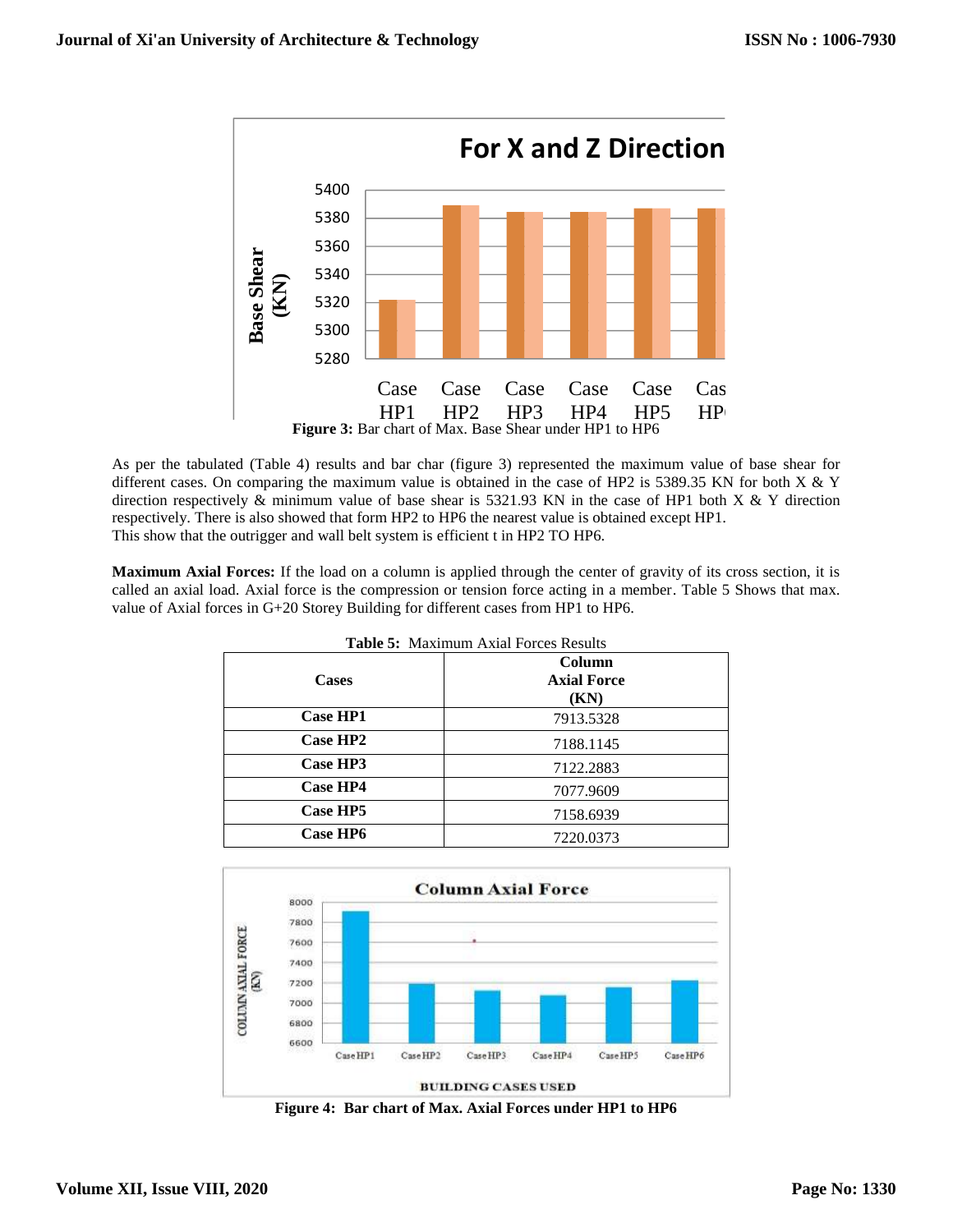For X and Z Direction

Base Shear (KN)

5400
5380
5360
5340
5320
5300
5280

Case HP1 Case HP2 Case HP3 Case HP4 Case HP5 Cas HP

**Figure 3:** Bar chart of Max. Base Shear under HP1 to HP6

As per the tabulated (Table 4) results and bar char (figure 3) represented the maximum value of base shear for different cases. On comparing the maximum value is obtained in the case of HP2 is 5389.35 KN for both X & Y direction respectively & minimum value of base shear is 5321.93 KN in the case of HP1 both X & Y direction respectively. There is also showed that form HP2 to HP6 the nearest value is obtained except HP1.
This show that the outrigger and wall belt system is efficient t in HP2 TO HP6.

**Maximum Axial Forces:** If the load on a column is applied through the center of gravity of its cross section, it is called an axial load. Axial force is the compression or tension force acting in a member. Table 5 Shows that max. value of Axial forces in G+20 Storey Building for different cases from HP1 to HP6.

**Table 5:** Maximum Axial Forces Results

| Cases | Column Axial Force (KN) |
|---|---|
| **Case HP1** | 7913.5328 |
| **Case HP2** | 7188.1145 |
| **Case HP3** | 7122.2883 |
| **Case HP4** | 7077.9609 |
| **Case HP5** | 7158.6939 |
| **Case HP6** | 7220.0373 |

Column Axial Force

COLUMN AXIAL FORCE (KN)

8000
7800
7600
7400
7200
7000
6800
6600

Case HP1 Case HP2 Case HP3 Case HP4 Case HP5 Case HP6

BUILDING CASES USED

**Figure 4: Bar chart of Max. Axial Forces under HP1 to HP6**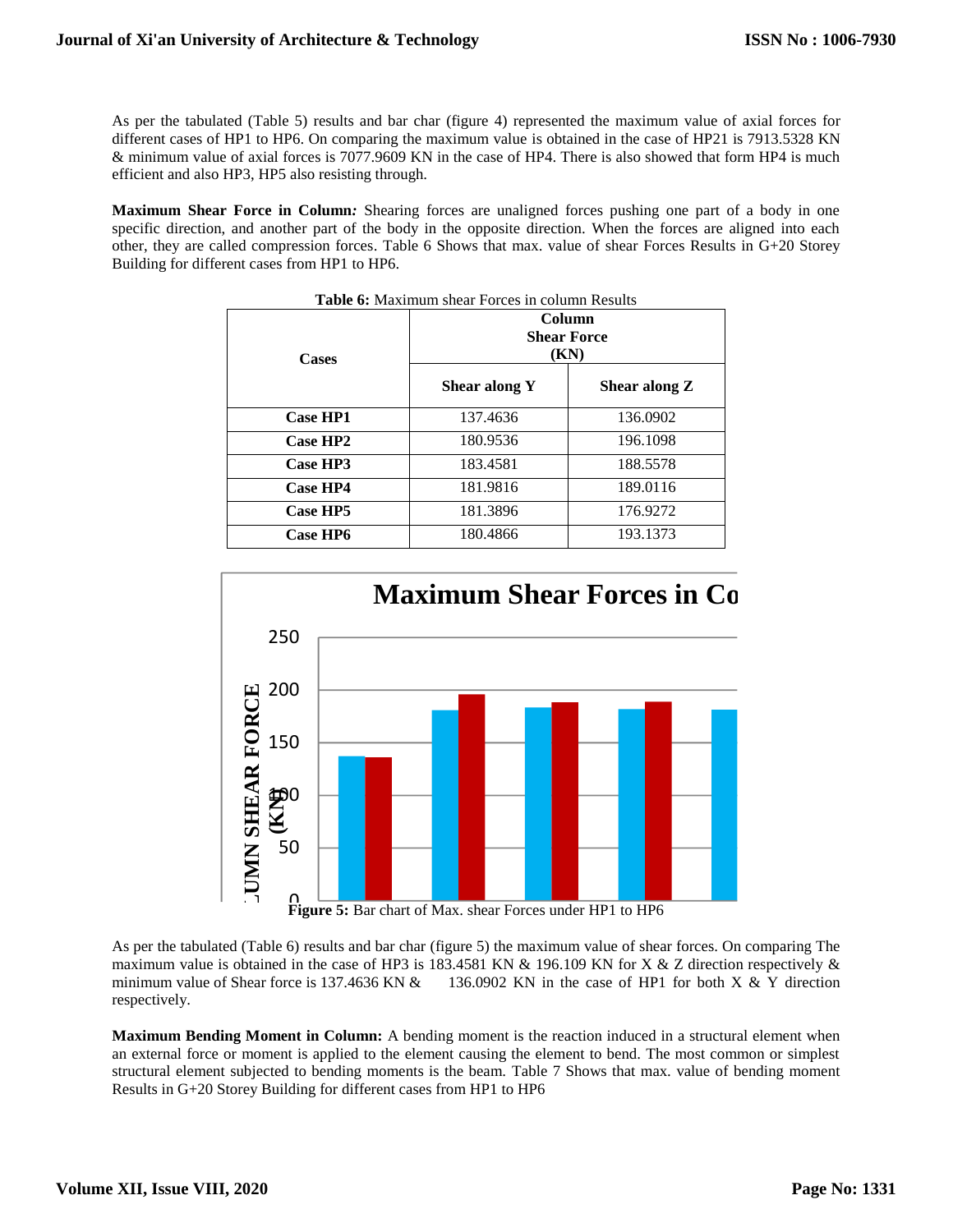As per the tabulated (Table 5) results and bar char (figure 4) represented the maximum value of axial forces for different cases of HP1 to HP6. On comparing the maximum value is obtained in the case of HP21 is 7913.5328 KN & minimum value of axial forces is 7077.9609 KN in the case of HP4. There is also showed that form HP4 is much efficient and also HP3, HP5 also resisting through.

**Maximum Shear Force in Column***:* Shearing forces are unaligned forces pushing one part of a body in one specific direction, and another part of the body in the opposite direction. When the forces are aligned into each other, they are called compression forces. Table 6 Shows that max. value of shear Forces Results in G+20 Storey Building for different cases from HP1 to HP6.

**Table 6:** Maximum shear Forces in column Results

| Cases | Column Shear Force (KN) | |
|---|---|---|
| | **Shear along Y** | **Shear along Z** |
| **Case HP1** | 137.4636 | 136.0902 |
| **Case HP2** | 180.9536 | 196.1098 |
| **Case HP3** | 183.4581 | 188.5578 |
| **Case HP4** | 181.9816 | 189.0116 |
| **Case HP5** | 181.3896 | 176.9272 |
| **Case HP6** | 180.4866 | 193.1373 |

Maximum Shear Forces in Co

COLUMN SHEAR FORCE (KN)

250
200
150
100
50
0

**Figure 5:** Bar chart of Max. shear Forces under HP1 to HP6

As per the tabulated (Table 6) results and bar char (figure 5) the maximum value of shear forces. On comparing The maximum value is obtained in the case of HP3 is 183.4581 KN & 196.109 KN for X & Z direction respectively & minimum value of Shear force is 137.4636 KN & 136.0902 KN in the case of HP1 for both X & Y direction respectively.

**Maximum Bending Moment in Column:** A bending moment is the reaction induced in a structural element when an external force or moment is applied to the element causing the element to bend. The most common or simplest structural element subjected to bending moments is the beam. Table 7 Shows that max. value of bending moment Results in G+20 Storey Building for different cases from HP1 to HP6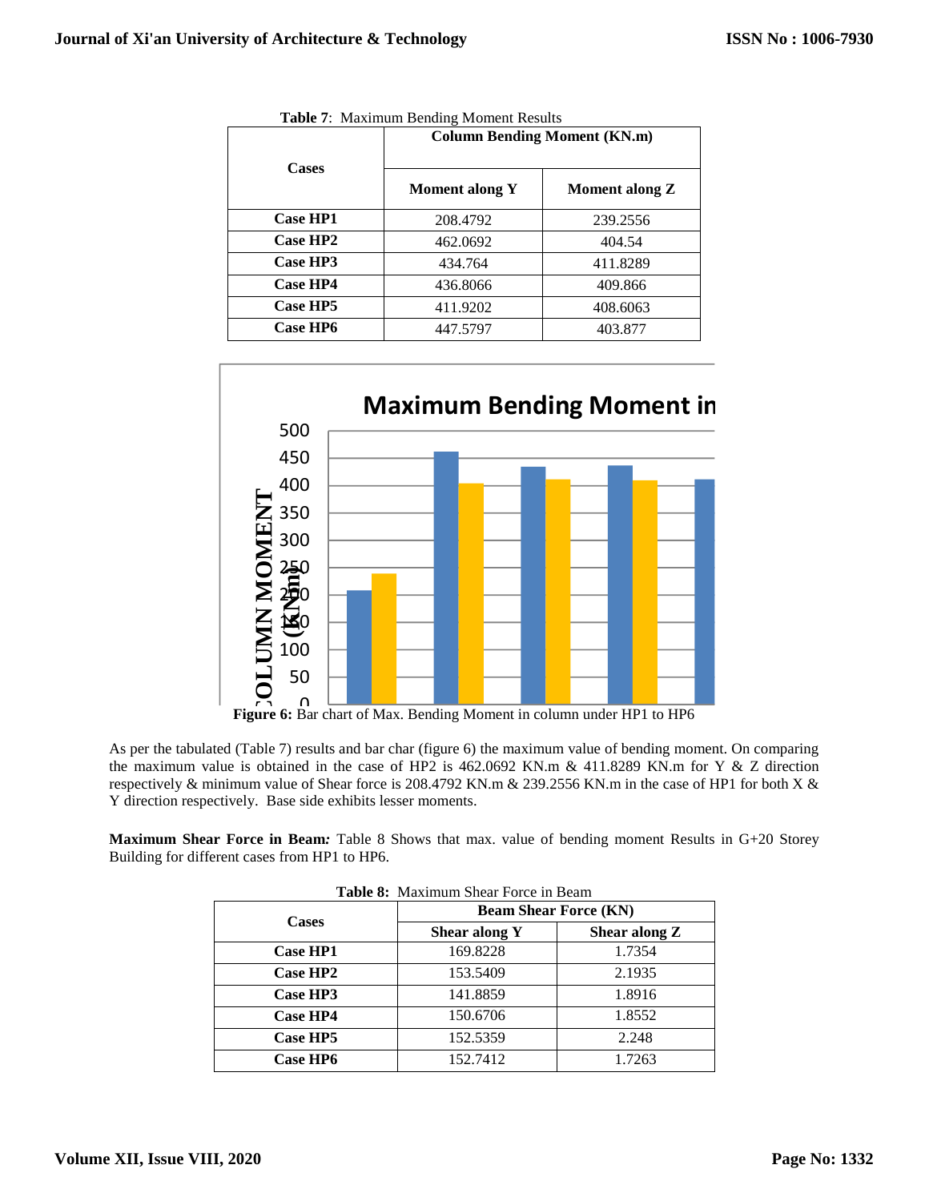**Table 7**: Maximum Bending Moment Results

| Cases | Column Bending Moment (KN.m) | |
|---|---|---|
| | Moment along Y | Moment along Z |
| Case HP1 | 208.4792 | 239.2556 |
| Case HP2 | 462.0692 | 404.54 |
| Case HP3 | 434.764 | 411.8289 |
| Case HP4 | 436.8066 | 409.866 |
| Case HP5 | 411.9202 | 408.6063 |
| Case HP6 | 447.5797 | 403.877 |

Maximum Bending Moment in

COLUMN MOMENT (KNm)

500
450
400
350
300
250
200
150
100
50
0

**Figure 6:** Bar chart of Max. Bending Moment in column under HP1 to HP6

As per the tabulated (Table 7) results and bar char (figure 6) the maximum value of bending moment. On comparing the maximum value is obtained in the case of HP2 is 462.0692 KN.m & 411.8289 KN.m for Y & Z direction respectively & minimum value of Shear force is 208.4792 KN.m & 239.2556 KN.m in the case of HP1 for both X & Y direction respectively. Base side exhibits lesser moments.

**Maximum Shear Force in Beam*:*** Table 8 Shows that max. value of bending moment Results in G+20 Storey Building for different cases from HP1 to HP6.

**Table 8:** Maximum Shear Force in Beam

| Cases | Beam Shear Force (KN) | |
|---|---|---|
| | Shear along Y | Shear along Z |
| Case HP1 | 169.8228 | 1.7354 |
| Case HP2 | 153.5409 | 2.1935 |
| Case HP3 | 141.8859 | 1.8916 |
| Case HP4 | 150.6706 | 1.8552 |
| Case HP5 | 152.5359 | 2.248 |
| Case HP6 | 152.7412 | 1.7263 |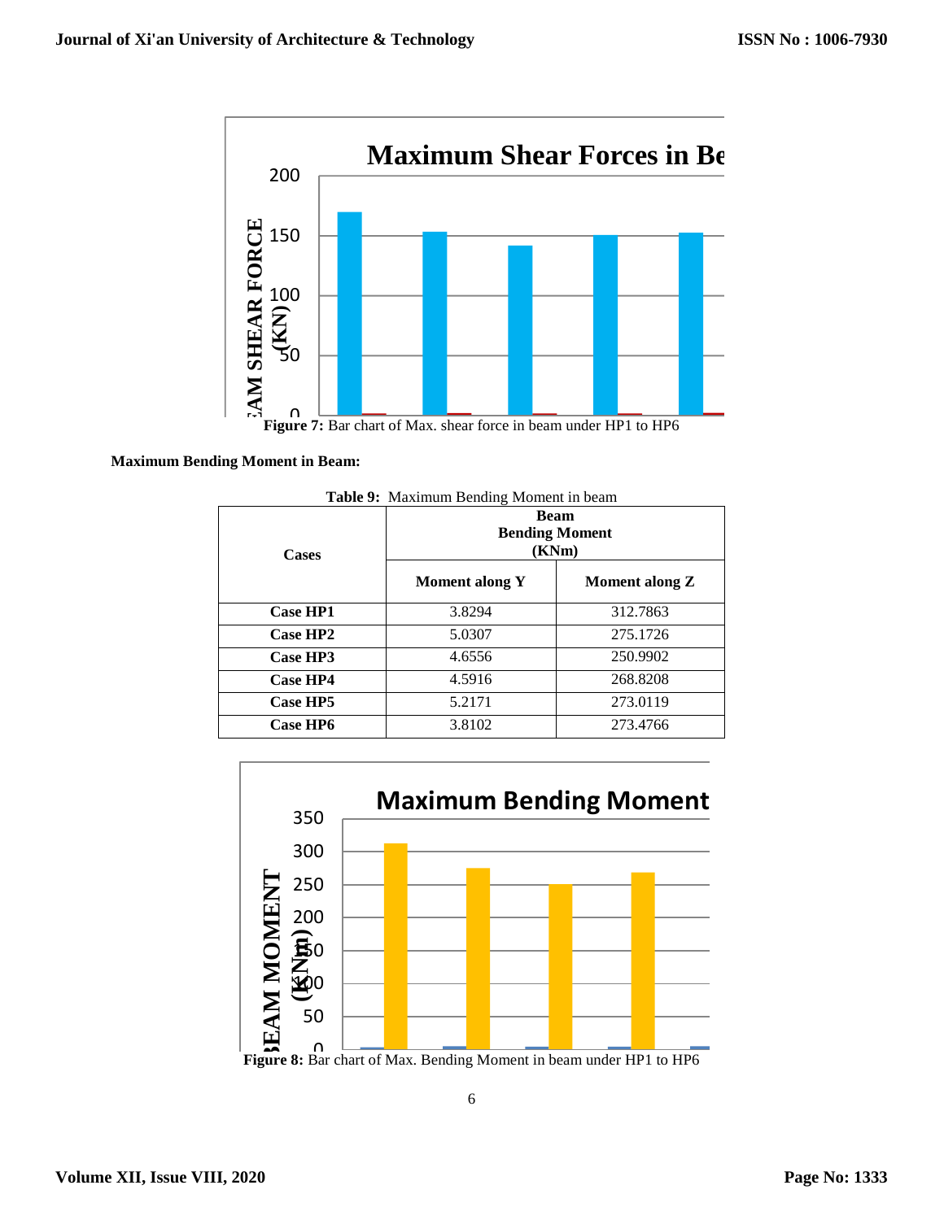Maximum Shear Forces in Be

200

150

100

50

0

EAM SHEAR FORCE (KN)

**Figure 7:** Bar chart of Max. shear force in beam under HP1 to HP6

**Maximum Bending Moment in Beam:**

**Table 9:** Maximum Bending Moment in beam

| Cases | Beam Bending Moment (KNm) | |
|---|---|---|
| | **Moment along Y** | **Moment along Z** |
| **Case HP1** | 3.8294 | 312.7863 |
| **Case HP2** | 5.0307 | 275.1726 |
| **Case HP3** | 4.6556 | 250.9902 |
| **Case HP4** | 4.5916 | 268.8208 |
| **Case HP5** | 5.2171 | 273.0119 |
| **Case HP6** | 3.8102 | 273.4766 |

Maximum Bending Moment

350

300

250

200

150

100

50

0

BEAM MOMENT (KNm)

**Figure 8:** Bar chart of Max. Bending Moment in beam under HP1 to HP6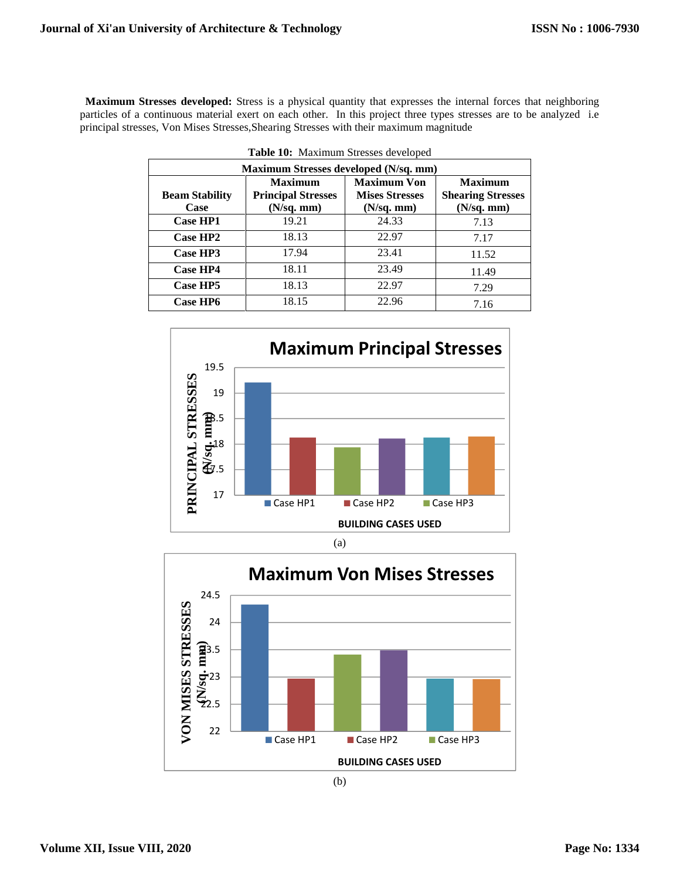**Maximum Stresses developed:** Stress is a physical quantity that expresses the internal forces that neighboring particles of a continuous material exert on each other. In this project three types stresses are to be analyzed i.e principal stresses, Von Mises Stresses,Shearing Stresses with their maximum magnitude

**Table 10:** Maximum Stresses developed

| Maximum Stresses developed (N/sq. mm) | | | |
|---|---|---|---|
| Beam Stability Case | Maximum Principal Stresses (N/sq. mm) | Maximum Von Mises Stresses (N/sq. mm) | Maximum Shearing Stresses (N/sq. mm) |
| **Case HP1** | 19.21 | 24.33 | 7.13 |
| **Case HP2** | 18.13 | 22.97 | 7.17 |
| **Case HP3** | 17.94 | 23.41 | 11.52 |
| **Case HP4** | 18.11 | 23.49 | 11.49 |
| **Case HP5** | 18.13 | 22.97 | 7.29 |
| **Case HP6** | 18.15 | 22.96 | 7.16 |

Maximum Principal Stresses

PRINCIPAL STRESSES (N/sq. mm)

19.5
19
18.5
18
17.5
17

Case HP1
Case HP2
Case HP3

BUILDING CASES USED

(a)

Maximum Von Mises Stresses

VON MISES STRESSES (N/sq. mm)

24.5
24
23.5
23
22.5
22

Case HP1
Case HP2
Case HP3

BUILDING CASES USED

(b)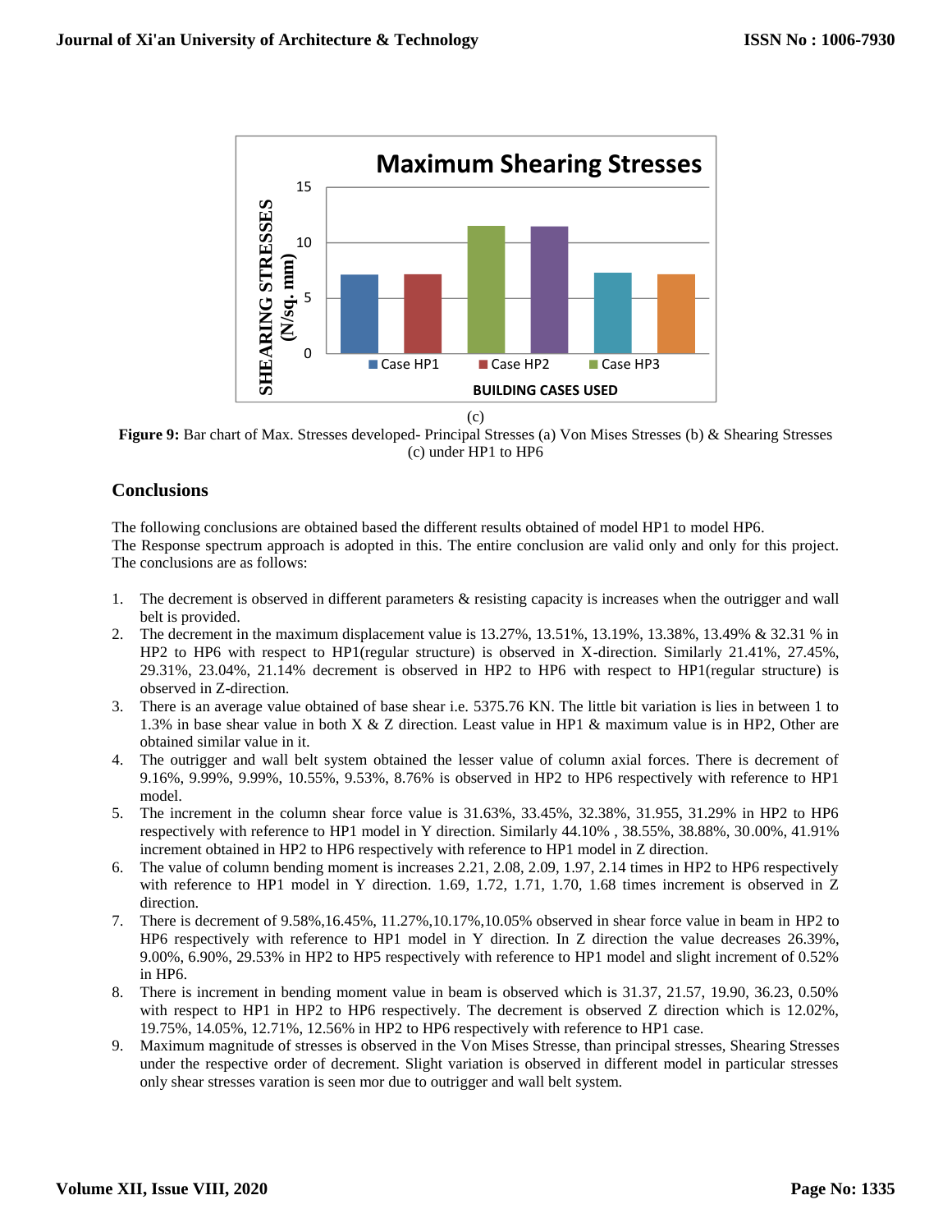Maximum Shearing Stresses

SHEARING STRESSES (N/sq. mm)

15

10

5

0

Case HP1 Case HP2 Case HP3

BUILDING CASES USED

(c)

**Figure 9:** Bar chart of Max. Stresses developed- Principal Stresses (a) Von Mises Stresses (b) & Shearing Stresses (c) under HP1 to HP6

## Conclusions

The following conclusions are obtained based the different results obtained of model HP1 to model HP6.
The Response spectrum approach is adopted in this. The entire conclusion are valid only and only for this project. The conclusions are as follows:

1. The decrement is observed in different parameters & resisting capacity is increases when the outrigger and wall belt is provided.
2. The decrement in the maximum displacement value is 13.27%, 13.51%, 13.19%, 13.38%, 13.49% & 32.31 % in HP2 to HP6 with respect to HP1(regular structure) is observed in X-direction. Similarly 21.41%, 27.45%, 29.31%, 23.04%, 21.14% decrement is observed in HP2 to HP6 with respect to HP1(regular structure) is observed in Z-direction.
3. There is an average value obtained of base shear i.e. 5375.76 KN. The little bit variation is lies in between 1 to 1.3% in base shear value in both X & Z direction. Least value in HP1 & maximum value is in HP2, Other are obtained similar value in it.
4. The outrigger and wall belt system obtained the lesser value of column axial forces. There is decrement of 9.16%, 9.99%, 9.99%, 10.55%, 9.53%, 8.76% is observed in HP2 to HP6 respectively with reference to HP1 model.
5. The increment in the column shear force value is 31.63%, 33.45%, 32.38%, 31.955, 31.29% in HP2 to HP6 respectively with reference to HP1 model in Y direction. Similarly 44.10% , 38.55%, 38.88%, 30.00%, 41.91% increment obtained in HP2 to HP6 respectively with reference to HP1 model in Z direction.
6. The value of column bending moment is increases 2.21, 2.08, 2.09, 1.97, 2.14 times in HP2 to HP6 respectively with reference to HP1 model in Y direction. 1.69, 1.72, 1.71, 1.70, 1.68 times increment is observed in Z direction.
7. There is decrement of 9.58%,16.45%, 11.27%,10.17%,10.05% observed in shear force value in beam in HP2 to HP6 respectively with reference to HP1 model in Y direction. In Z direction the value decreases 26.39%, 9.00%, 6.90%, 29.53% in HP2 to HP5 respectively with reference to HP1 model and slight increment of 0.52% in HP6.
8. There is increment in bending moment value in beam is observed which is 31.37, 21.57, 19.90, 36.23, 0.50% with respect to HP1 in HP2 to HP6 respectively. The decrement is observed Z direction which is 12.02%, 19.75%, 14.05%, 12.71%, 12.56% in HP2 to HP6 respectively with reference to HP1 case.
9. Maximum magnitude of stresses is observed in the Von Mises Stresse, than principal stresses, Shearing Stresses under the respective order of decrement. Slight variation is observed in different model in particular stresses only shear stresses varation is seen mor due to outrigger and wall belt system.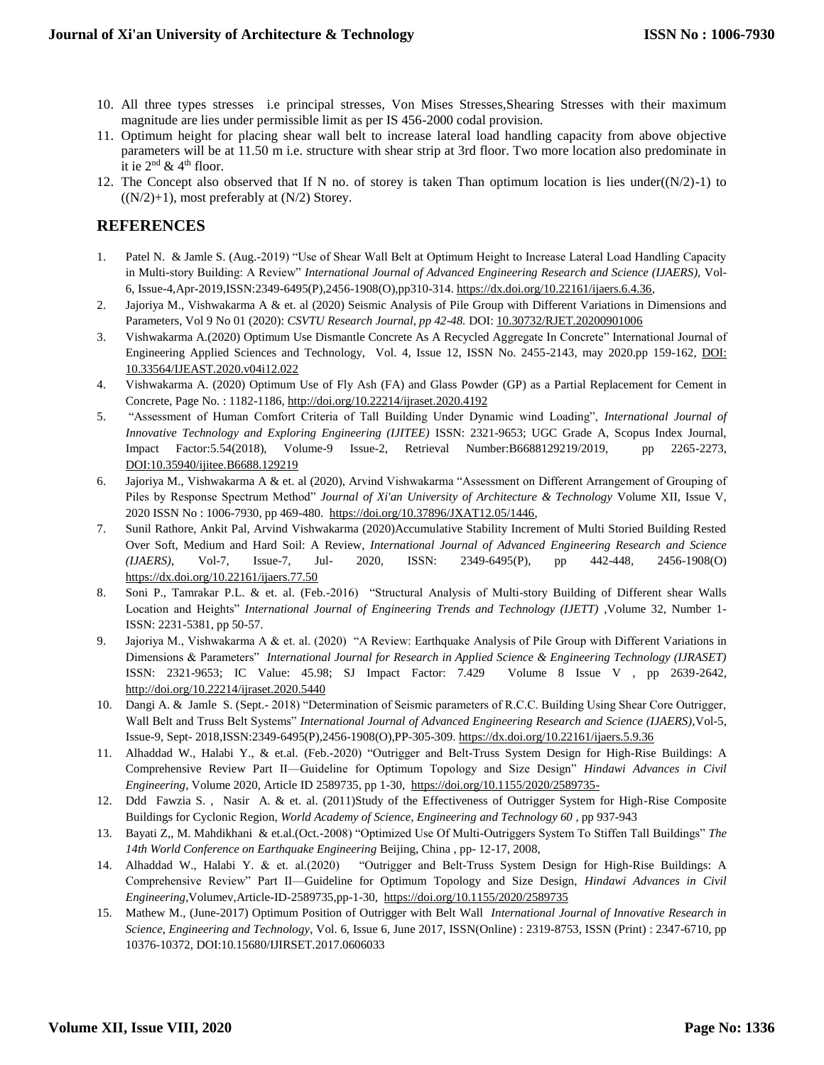10. All three types stresses i.e principal stresses, Von Mises Stresses,Shearing Stresses with their maximum magnitude are lies under permissible limit as per IS 456-2000 codal provision.
11. Optimum height for placing shear wall belt to increase lateral load handling capacity from above objective parameters will be at 11.50 m i.e. structure with shear strip at 3rd floor. Two more location also predominate in it ie $2^{nd}$ & $4^{th}$ floor.
12. The Concept also observed that If N no. of storey is taken Than optimum location is lies under((N/2)-1) to ((N/2)+1), most preferably at (N/2) Storey.

## REFERENCES

1. Patel N. & Jamle S. (Aug.-2019) "Use of Shear Wall Belt at Optimum Height to Increase Lateral Load Handling Capacity in Multi-story Building: A Review" *International Journal of Advanced Engineering Research and Science (IJAERS)*, Vol-6, Issue-4,Apr-2019,ISSN:2349-6495(P),2456-1908(O),pp310-314. https://dx.doi.org/10.22161/ijaers.6.4.36,
2. Jajoriya M., Vishwakarma A & et. al (2020) Seismic Analysis of Pile Group with Different Variations in Dimensions and Parameters, Vol 9 No 01 (2020): *CSVTU Research Journal, pp 42-48.* DOI: 10.30732/RJET.20200901006
3. Vishwakarma A.(2020) Optimum Use Dismantle Concrete As A Recycled Aggregate In Concrete" International Journal of Engineering Applied Sciences and Technology, Vol. 4, Issue 12, ISSN No. 2455-2143, may 2020.pp 159-162, DOI: 10.33564/IJEAST.2020.v04i12.022
4. Vishwakarma A. (2020) Optimum Use of Fly Ash (FA) and Glass Powder (GP) as a Partial Replacement for Cement in Concrete, Page No. : 1182-1186, http://doi.org/10.22214/ijraset.2020.4192
5. "Assessment of Human Comfort Criteria of Tall Building Under Dynamic wind Loading", *International Journal of Innovative Technology and Exploring Engineering (IJITEE)* ISSN: 2321-9653; UGC Grade A, Scopus Index Journal, Impact Factor:5.54(2018), Volume-9 Issue-2, Retrieval Number:B6688129219/2019, pp 2265-2273, DOI:10.35940/ijitee.B6688.129219
6. Jajoriya M., Vishwakarma A & et. al (2020), Arvind Vishwakarma "Assessment on Different Arrangement of Grouping of Piles by Response Spectrum Method" *Journal of Xi'an University of Architecture & Technology* Volume XII, Issue V, 2020 ISSN No : 1006-7930, pp 469-480. https://doi.org/10.37896/JXAT12.05/1446,
7. Sunil Rathore, Ankit Pal, Arvind Vishwakarma (2020)Accumulative Stability Increment of Multi Storied Building Rested Over Soft, Medium and Hard Soil: A Review, *International Journal of Advanced Engineering Research and Science (IJAERS)*, Vol-7, Issue-7, Jul- 2020, ISSN: 2349-6495(P), pp 442-448, 2456-1908(O) https://dx.doi.org/10.22161/ijaers.77.50
8. Soni P., Tamrakar P.L. & et. al. (Feb.-2016) "Structural Analysis of Multi-story Building of Different shear Walls Location and Heights" *International Journal of Engineering Trends and Technology (IJETT)* ,Volume 32, Number 1- ISSN: 2231-5381, pp 50-57.
9. Jajoriya M., Vishwakarma A & et. al. (2020) "A Review: Earthquake Analysis of Pile Group with Different Variations in Dimensions & Parameters" *International Journal for Research in Applied Science & Engineering Technology (IJRASET)* ISSN: 2321-9653; IC Value: 45.98; SJ Impact Factor: 7.429 Volume 8 Issue V , pp 2639-2642, http://doi.org/10.22214/ijraset.2020.5440
10. Dangi A. & Jamle S. (Sept.- 2018) "Determination of Seismic parameters of R.C.C. Building Using Shear Core Outrigger, Wall Belt and Truss Belt Systems" *International Journal of Advanced Engineering Research and Science (IJAERS)*,Vol-5, Issue-9, Sept- 2018,ISSN:2349-6495(P),2456-1908(O),PP-305-309. https://dx.doi.org/10.22161/ijaers.5.9.36
11. Alhaddad W., Halabi Y., & et.al. (Feb.-2020) "Outrigger and Belt-Truss System Design for High-Rise Buildings: A Comprehensive Review Part II—Guideline for Optimum Topology and Size Design" *Hindawi Advances in Civil Engineering,* Volume 2020, Article ID 2589735, pp 1-30, https://doi.org/10.1155/2020/2589735-
12. Ddd Fawzia S. , Nasir A. & et. al. (2011)Study of the Effectiveness of Outrigger System for High-Rise Composite Buildings for Cyclonic Region, *World Academy of Science, Engineering and Technology 60* , pp 937-943
13. Bayati Z,, M. Mahdikhani & et.al.(Oct.-2008) "Optimized Use Of Multi-Outriggers System To Stiffen Tall Buildings" *The 14th World Conference on Earthquake Engineering* Beijing, China , pp- 12-17, 2008,
14. Alhaddad W., Halabi Y. & et. al.(2020) "Outrigger and Belt-Truss System Design for High-Rise Buildings: A Comprehensive Review" Part II—Guideline for Optimum Topology and Size Design, *Hindawi Advances in Civil Engineering*,Volumev,Article-ID-2589735,pp-1-30, https://doi.org/10.1155/2020/2589735
15. Mathew M., (June-2017) Optimum Position of Outrigger with Belt Wall *International Journal of Innovative Research in Science, Engineering and Technology*, Vol. 6, Issue 6, June 2017, ISSN(Online) : 2319-8753, ISSN (Print) : 2347-6710, pp 10376-10372, DOI:10.15680/IJIRSET.2017.0606033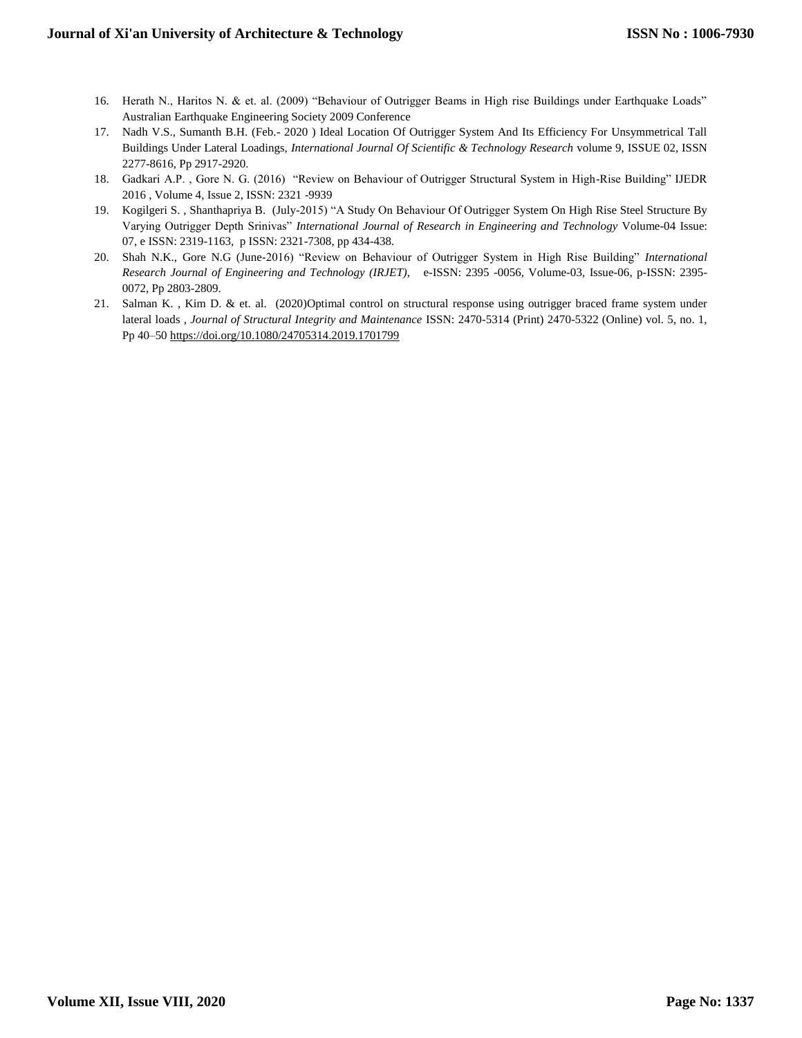16. Herath N., Haritos N. & et. al. (2009) "Behaviour of Outrigger Beams in High rise Buildings under Earthquake Loads" Australian Earthquake Engineering Society 2009 Conference
17. Nadh V.S., Sumanth B.H. (Feb.- 2020 ) Ideal Location Of Outrigger System And Its Efficiency For Unsymmetrical Tall Buildings Under Lateral Loadings, *International Journal Of Scientific & Technology Research* volume 9, ISSUE 02, ISSN 2277-8616, Pp 2917-2920.
18. Gadkari A.P. , Gore N. G. (2016) "Review on Behaviour of Outrigger Structural System in High-Rise Building" IJEDR 2016 , Volume 4, Issue 2, ISSN: 2321 -9939
19. Kogilgeri S. , Shanthapriya B. (July-2015) "A Study On Behaviour Of Outrigger System On High Rise Steel Structure By Varying Outrigger Depth Srinivas" *International Journal of Research in Engineering and Technology* Volume-04 Issue: 07, e ISSN: 2319-1163, p ISSN: 2321-7308, pp 434-438.
20. Shah N.K., Gore N.G (June-2016) "Review on Behaviour of Outrigger System in High Rise Building" *International Research Journal of Engineering and Technology (IRJET),* e-ISSN: 2395 -0056, Volume-03, Issue-06, p-ISSN: 2395-0072, Pp 2803-2809.
21. Salman K. , Kim D. & et. al. (2020)Optimal control on structural response using outrigger braced frame system under lateral loads , *Journal of Structural Integrity and Maintenance* ISSN: 2470-5314 (Print) 2470-5322 (Online) vol. 5, no. 1, Pp 40–50 https://doi.org/10.1080/24705314.2019.1701799